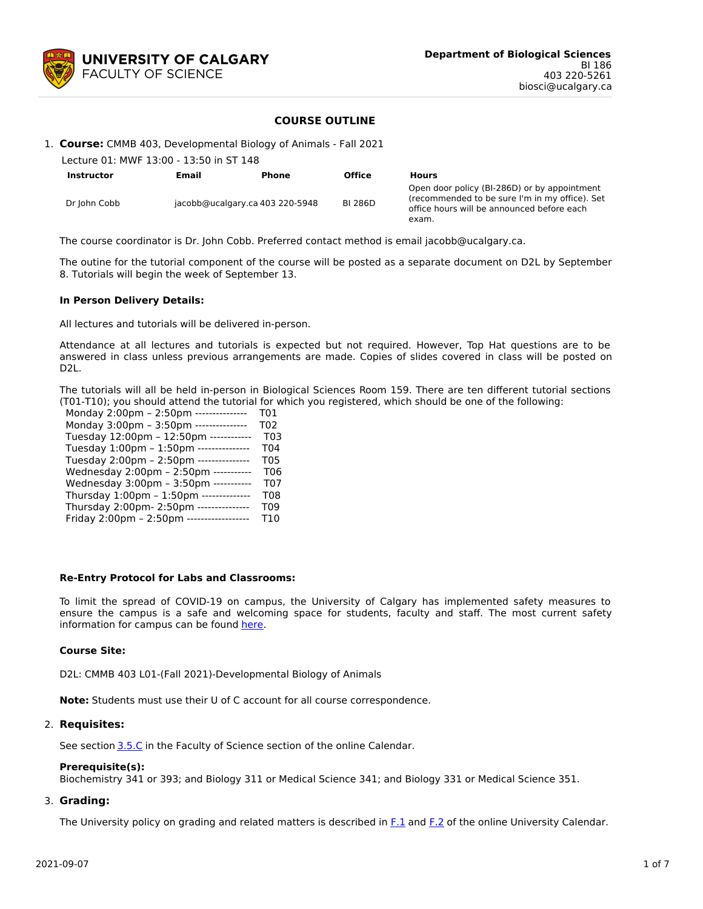**UNIVERSITY OF CALGARY**
FACULTY OF SCIENCE

**Department of Biological Sciences**
BI 186
403 220-5261
biosci@ucalgary.ca

## COURSE OUTLINE

1. **Course:** CMMB 403, Developmental Biology of Animals - Fall 2021

Lecture 01: MWF 13:00 - 13:50 in ST 148

| Instructor | Email | Phone | Office | Hours |
|---|---|---|---|---|
| Dr John Cobb | jacobb@ucalgary.ca | 403 220-5948 | BI 286D | Open door policy (BI-286D) or by appointment (recommended to be sure I'm in my office). Set office hours will be announced before each exam. |

The course coordinator is Dr. John Cobb. Preferred contact method is email jacobb@ucalgary.ca.

The outine for the tutorial component of the course will be posted as a separate document on D2L by September 8. Tutorials will begin the week of September 13.

**In Person Delivery Details:**

All lectures and tutorials will be delivered in-person.

Attendance at all lectures and tutorials is expected but not required. However, Top Hat questions are to be answered in class unless previous arrangements are made. Copies of slides covered in class will be posted on D2L.

The tutorials will all be held in-person in Biological Sciences Room 159. There are ten different tutorial sections (T01-T10); you should attend the tutorial for which you registered, which should be one of the following:

Monday 2:00pm – 2:50pm --------------- T01
Monday 3:00pm – 3:50pm --------------- T02
Tuesday 12:00pm – 12:50pm ------------ T03
Tuesday 1:00pm – 1:50pm --------------- T04
Tuesday 2:00pm – 2:50pm --------------- T05
Wednesday 2:00pm – 2:50pm ----------- T06
Wednesday 3:00pm – 3:50pm ----------- T07
Thursday 1:00pm – 1:50pm -------------- T08
Thursday 2:00pm- 2:50pm --------------- T09
Friday 2:00pm – 2:50pm ------------------ T10

**Re-Entry Protocol for Labs and Classrooms:**

To limit the spread of COVID-19 on campus, the University of Calgary has implemented safety measures to ensure the campus is a safe and welcoming space for students, faculty and staff. The most current safety information for campus can be found here.

**Course Site:**

D2L: CMMB 403 L01-(Fall 2021)-Developmental Biology of Animals

**Note:** Students must use their U of C account for all course correspondence.

2. **Requisites:**

See section 3.5.C in the Faculty of Science section of the online Calendar.

**Prerequisite(s):**
Biochemistry 341 or 393; and Biology 311 or Medical Science 341; and Biology 331 or Medical Science 351.

3. **Grading:**

The University policy on grading and related matters is described in F.1 and F.2 of the online University Calendar.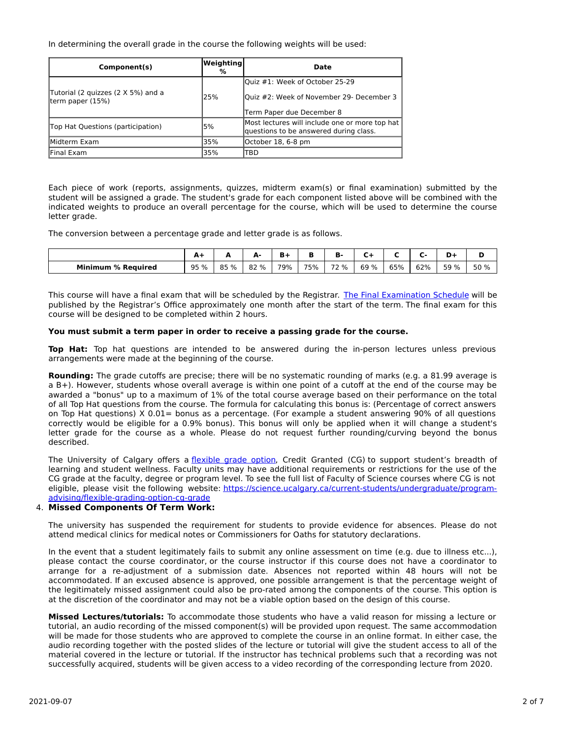In determining the overall grade in the course the following weights will be used:

| Component(s) | Weighting % | Date |
|---|---|---|
| Tutorial (2 quizzes (2 X 5%) and a term paper (15%) | 25% | Quiz #1: Week of October 25-29<br><br>Quiz #2: Week of November 29- December 3<br><br>Term Paper due December 8 |
| Top Hat Questions (participation) | 5% | Most lectures will include one or more top hat questions to be answered during class. |
| Midterm Exam | 35% | October 18, 6-8 pm |
| Final Exam | 35% | TBD |

Each piece of work (reports, assignments, quizzes, midterm exam(s) or final examination) submitted by the student will be assigned a grade. The student's grade for each component listed above will be combined with the indicated weights to produce an overall percentage for the course, which will be used to determine the course letter grade.

The conversion between a percentage grade and letter grade is as follows.

| | A+ | A | A- | B+ | B | B- | C+ | C | C- | D+ | D |
|---|---|---|---|---|---|---|---|---|---|---|---|
| **Minimum % Required** | 95 % | 85 % | 82 % | 79% | 75% | 72 % | 69 % | 65% | 62% | 59 % | 50 % |

This course will have a final exam that will be scheduled by the Registrar. [The Final Examination Schedule] will be published by the Registrar's Office approximately one month after the start of the term. The final exam for this course will be designed to be completed within 2 hours.

**You must submit a term paper in order to receive a passing grade for the course.**

**Top Hat:** Top hat questions are intended to be answered during the in-person lectures unless previous arrangements were made at the beginning of the course.

**Rounding:** The grade cutoffs are precise; there will be no systematic rounding of marks (e.g. a 81.99 average is a B+). However, students whose overall average is within one point of a cutoff at the end of the course may be awarded a "bonus" up to a maximum of 1% of the total course average based on their performance on the total of all Top Hat questions from the course. The formula for calculating this bonus is: (Percentage of correct answers on Top Hat questions) X 0.01= bonus as a percentage. (For example a student answering 90% of all questions correctly would be eligible for a 0.9% bonus). This bonus will only be applied when it will change a student's letter grade for the course as a whole. Please do not request further rounding/curving beyond the bonus described.

The University of Calgary offers a flexible grade option, Credit Granted (CG) to support student's breadth of learning and student wellness. Faculty units may have additional requirements or restrictions for the use of the CG grade at the faculty, degree or program level. To see the full list of Faculty of Science courses where CG is not eligible, please visit the following website: https://science.ucalgary.ca/current-students/undergraduate/program-advising/flexible-grading-option-cg-grade

4. **Missed Components Of Term Work:**

The university has suspended the requirement for students to provide evidence for absences. Please do not attend medical clinics for medical notes or Commissioners for Oaths for statutory declarations.

In the event that a student legitimately fails to submit any online assessment on time (e.g. due to illness etc...), please contact the course coordinator, or the course instructor if this course does not have a coordinator to arrange for a re-adjustment of a submission date. Absences not reported within 48 hours will not be accommodated. If an excused absence is approved, one possible arrangement is that the percentage weight of the legitimately missed assignment could also be pro-rated among the components of the course. This option is at the discretion of the coordinator and may not be a viable option based on the design of this course.

**Missed Lectures/tutorials:** To accommodate those students who have a valid reason for missing a lecture or tutorial, an audio recording of the missed component(s) will be provided upon request. The same accommodation will be made for those students who are approved to complete the course in an online format. In either case, the audio recording together with the posted slides of the lecture or tutorial will give the student access to all of the material covered in the lecture or tutorial. If the instructor has technical problems such that a recording was not successfully acquired, students will be given access to a video recording of the corresponding lecture from 2020.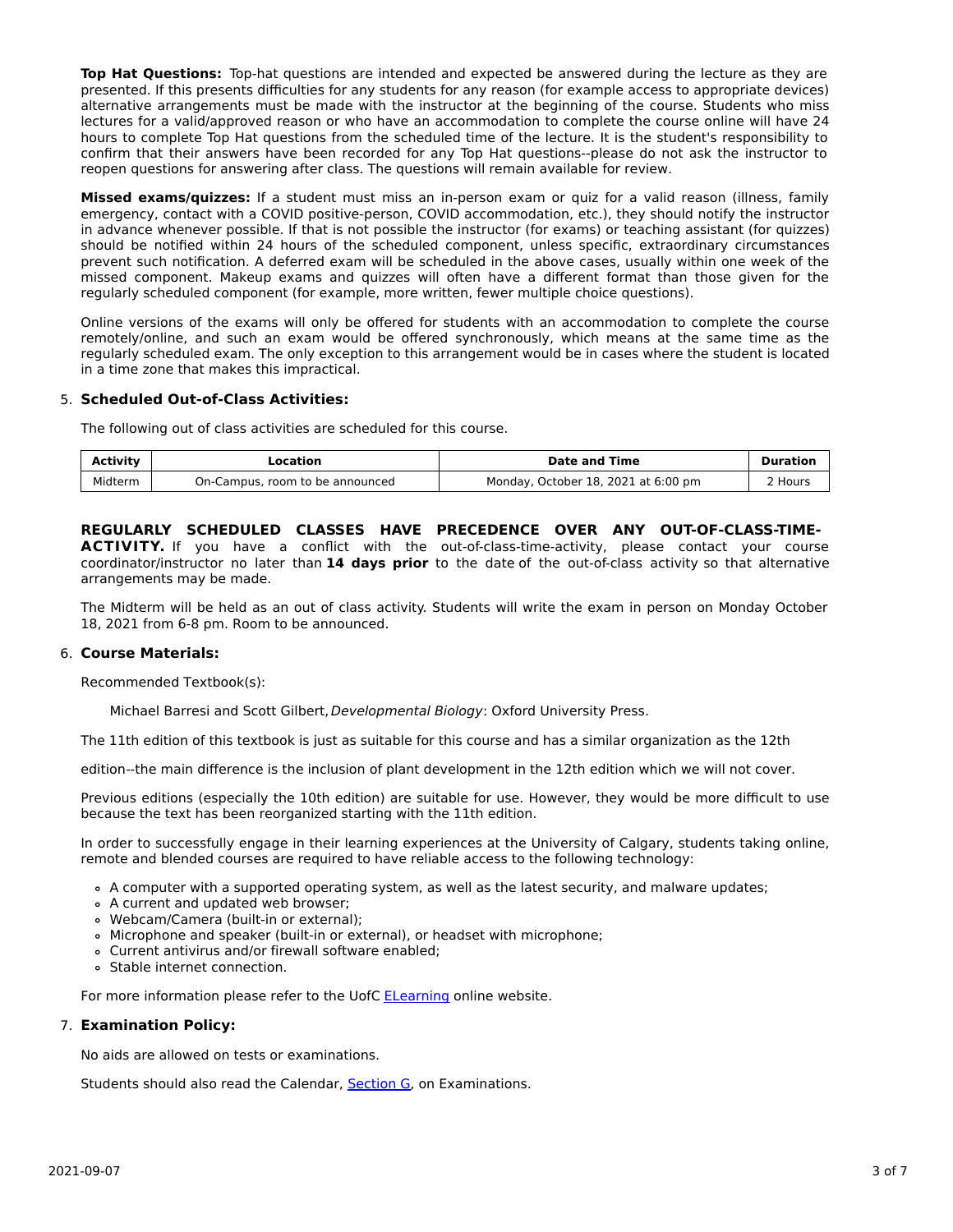**Top Hat Questions:** Top-hat questions are intended and expected be answered during the lecture as they are presented. If this presents difficulties for any students for any reason (for example access to appropriate devices) alternative arrangements must be made with the instructor at the beginning of the course. Students who miss lectures for a valid/approved reason or who have an accommodation to complete the course online will have 24 hours to complete Top Hat questions from the scheduled time of the lecture. It is the student's responsibility to confirm that their answers have been recorded for any Top Hat questions--please do not ask the instructor to reopen questions for answering after class. The questions will remain available for review.

**Missed exams/quizzes:** If a student must miss an in-person exam or quiz for a valid reason (illness, family emergency, contact with a COVID positive-person, COVID accommodation, etc.), they should notify the instructor in advance whenever possible. If that is not possible the instructor (for exams) or teaching assistant (for quizzes) should be notified within 24 hours of the scheduled component, unless specific, extraordinary circumstances prevent such notification. A deferred exam will be scheduled in the above cases, usually within one week of the missed component. Makeup exams and quizzes will often have a different format than those given for the regularly scheduled component (for example, more written, fewer multiple choice questions).

Online versions of the exams will only be offered for students with an accommodation to complete the course remotely/online, and such an exam would be offered synchronously, which means at the same time as the regularly scheduled exam. The only exception to this arrangement would be in cases where the student is located in a time zone that makes this impractical.

5. **Scheduled Out-of-Class Activities:**

The following out of class activities are scheduled for this course.

| Activity | Location | Date and Time | Duration |
|---|---|---|---|
| Midterm | On-Campus, room to be announced | Monday, October 18, 2021 at 6:00 pm | 2 Hours |

**REGULARLY SCHEDULED CLASSES HAVE PRECEDENCE OVER ANY OUT-OF-CLASS-TIME-ACTIVITY.** If you have a conflict with the out-of-class-time-activity, please contact your course coordinator/instructor no later than **14 days prior** to the date of the out-of-class activity so that alternative arrangements may be made.

The Midterm will be held as an out of class activity. Students will write the exam in person on Monday October 18, 2021 from 6-8 pm. Room to be announced.

6. **Course Materials:**

Recommended Textbook(s):

Michael Barresi and Scott Gilbert, *Developmental Biology*: Oxford University Press.

The 11th edition of this textbook is just as suitable for this course and has a similar organization as the 12th

edition--the main difference is the inclusion of plant development in the 12th edition which we will not cover.

Previous editions (especially the 10th edition) are suitable for use. However, they would be more difficult to use because the text has been reorganized starting with the 11th edition.

In order to successfully engage in their learning experiences at the University of Calgary, students taking online, remote and blended courses are required to have reliable access to the following technology:

- A computer with a supported operating system, as well as the latest security, and malware updates;
- A current and updated web browser;
- Webcam/Camera (built-in or external);
- Microphone and speaker (built-in or external), or headset with microphone;
- Current antivirus and/or firewall software enabled;
- Stable internet connection.

For more information please refer to the UofC ELearning online website.

7. **Examination Policy:**

No aids are allowed on tests or examinations.

Students should also read the Calendar, Section G, on Examinations.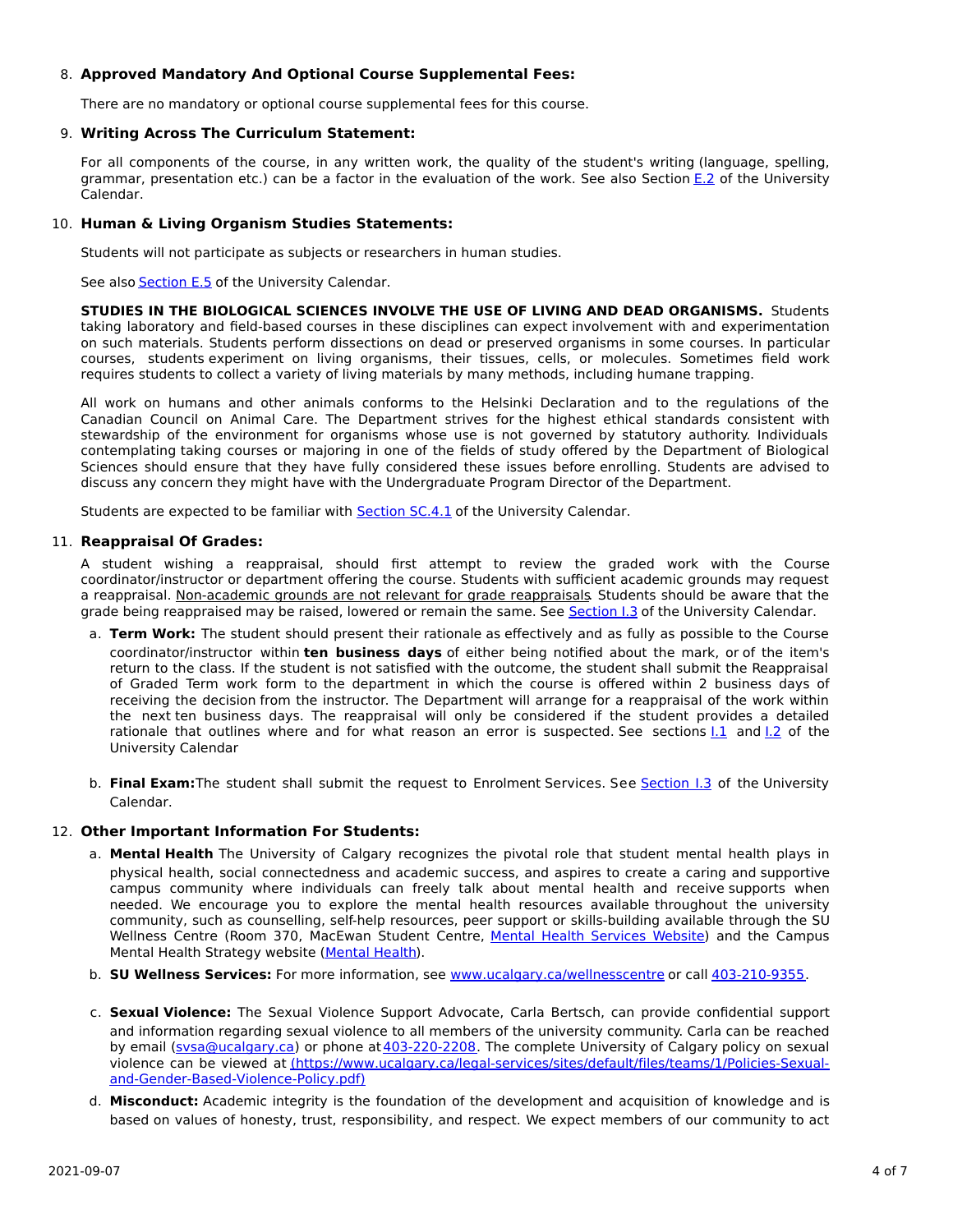8. **Approved Mandatory And Optional Course Supplemental Fees:**

   There are no mandatory or optional course supplemental fees for this course.

9. **Writing Across The Curriculum Statement:**

   For all components of the course, in any written work, the quality of the student's writing (language, spelling, grammar, presentation etc.) can be a factor in the evaluation of the work. See also Section E.2 of the University Calendar.

10. **Human & Living Organism Studies Statements:**

    Students will not participate as subjects or researchers in human studies.

    See also Section E.5 of the University Calendar.

    **STUDIES IN THE BIOLOGICAL SCIENCES INVOLVE THE USE OF LIVING AND DEAD ORGANISMS.** Students taking laboratory and field-based courses in these disciplines can expect involvement with and experimentation on such materials. Students perform dissections on dead or preserved organisms in some courses. In particular courses, students experiment on living organisms, their tissues, cells, or molecules. Sometimes field work requires students to collect a variety of living materials by many methods, including humane trapping.

    All work on humans and other animals conforms to the Helsinki Declaration and to the regulations of the Canadian Council on Animal Care. The Department strives for the highest ethical standards consistent with stewardship of the environment for organisms whose use is not governed by statutory authority. Individuals contemplating taking courses or majoring in one of the fields of study offered by the Department of Biological Sciences should ensure that they have fully considered these issues before enrolling. Students are advised to discuss any concern they might have with the Undergraduate Program Director of the Department.

    Students are expected to be familiar with Section SC.4.1 of the University Calendar.

11. **Reappraisal Of Grades:**

    A student wishing a reappraisal, should first attempt to review the graded work with the Course coordinator/instructor or department offering the course. Students with sufficient academic grounds may request a reappraisal. Non-academic grounds are not relevant for grade reappraisals. Students should be aware that the grade being reappraised may be raised, lowered or remain the same. See Section I.3 of the University Calendar.

    a. **Term Work:** The student should present their rationale as effectively and as fully as possible to the Course coordinator/instructor within **ten business days** of either being notified about the mark, or of the item's return to the class. If the student is not satisfied with the outcome, the student shall submit the Reappraisal of Graded Term work form to the department in which the course is offered within 2 business days of receiving the decision from the instructor. The Department will arrange for a reappraisal of the work within the next ten business days. The reappraisal will only be considered if the student provides a detailed rationale that outlines where and for what reason an error is suspected. See sections I.1 and I.2 of the University Calendar

    b. **Final Exam:** The student shall submit the request to Enrolment Services. See Section I.3 of the University Calendar.

12. **Other Important Information For Students:**

    a. **Mental Health** The University of Calgary recognizes the pivotal role that student mental health plays in physical health, social connectedness and academic success, and aspires to create a caring and supportive campus community where individuals can freely talk about mental health and receive supports when needed. We encourage you to explore the mental health resources available throughout the university community, such as counselling, self-help resources, peer support or skills-building available through the SU Wellness Centre (Room 370, MacEwan Student Centre, Mental Health Services Website) and the Campus Mental Health Strategy website (Mental Health).

    b. **SU Wellness Services:** For more information, see www.ucalgary.ca/wellnesscentre or call 403-210-9355.

    c. **Sexual Violence:** The Sexual Violence Support Advocate, Carla Bertsch, can provide confidential support and information regarding sexual violence to all members of the university community. Carla can be reached by email (svsa@ucalgary.ca) or phone at 403-220-2208. The complete University of Calgary policy on sexual violence can be viewed at (https://www.ucalgary.ca/legal-services/sites/default/files/teams/1/Policies-Sexual-and-Gender-Based-Violence-Policy.pdf)

    d. **Misconduct:** Academic integrity is the foundation of the development and acquisition of knowledge and is based on values of honesty, trust, responsibility, and respect. We expect members of our community to act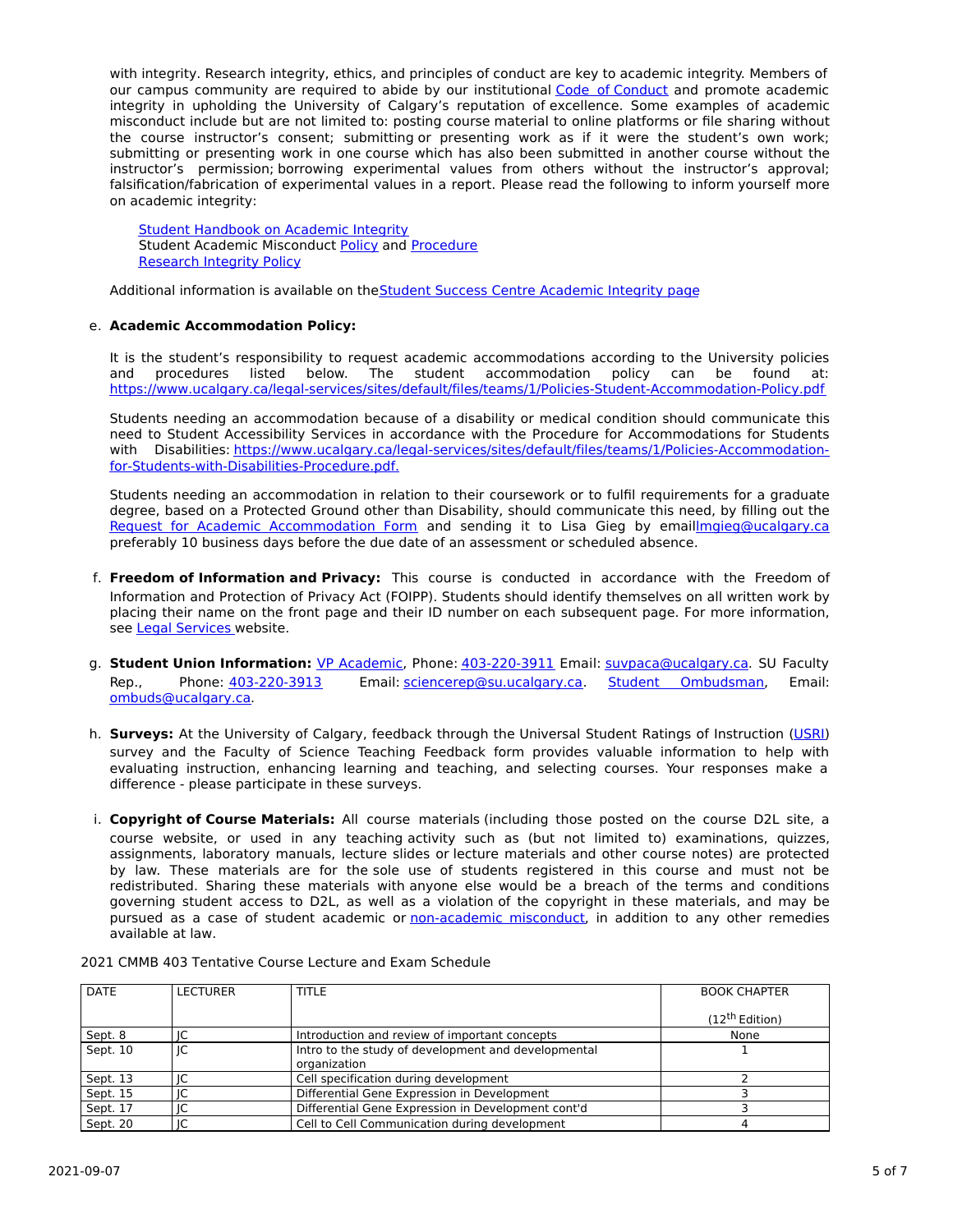with integrity. Research integrity, ethics, and principles of conduct are key to academic integrity. Members of our campus community are required to abide by our institutional Code of Conduct and promote academic integrity in upholding the University of Calgary's reputation of excellence. Some examples of academic misconduct include but are not limited to: posting course material to online platforms or file sharing without the course instructor's consent; submitting or presenting work as if it were the student's own work; submitting or presenting work in one course which has also been submitted in another course without the instructor's permission; borrowing experimental values from others without the instructor's approval; falsification/fabrication of experimental values in a report. Please read the following to inform yourself more on academic integrity:

Student Handbook on Academic Integrity
Student Academic Misconduct Policy and Procedure
Research Integrity Policy

Additional information is available on the Student Success Centre Academic Integrity page

e. **Academic Accommodation Policy:**

It is the student's responsibility to request academic accommodations according to the University policies and procedures listed below. The student accommodation policy can be found at: https://www.ucalgary.ca/legal-services/sites/default/files/teams/1/Policies-Student-Accommodation-Policy.pdf

Students needing an accommodation because of a disability or medical condition should communicate this need to Student Accessibility Services in accordance with the Procedure for Accommodations for Students with Disabilities: https://www.ucalgary.ca/legal-services/sites/default/files/teams/1/Policies-Accommodation-for-Students-with-Disabilities-Procedure.pdf.

Students needing an accommodation in relation to their coursework or to fulfil requirements for a graduate degree, based on a Protected Ground other than Disability, should communicate this need, by filling out the Request for Academic Accommodation Form and sending it to Lisa Gieg by email lmgieg@ucalgary.ca preferably 10 business days before the due date of an assessment or scheduled absence.

f. **Freedom of Information and Privacy:** This course is conducted in accordance with the Freedom of Information and Protection of Privacy Act (FOIPP). Students should identify themselves on all written work by placing their name on the front page and their ID number on each subsequent page. For more information, see Legal Services website.

g. **Student Union Information:** VP Academic, Phone: 403-220-3911 Email: suvpaca@ucalgary.ca. SU Faculty Rep., Phone: 403-220-3913 Email: sciencerep@su.ucalgary.ca. Student Ombudsman, Email: ombuds@ucalgary.ca.

h. **Surveys:** At the University of Calgary, feedback through the Universal Student Ratings of Instruction (USRI) survey and the Faculty of Science Teaching Feedback form provides valuable information to help with evaluating instruction, enhancing learning and teaching, and selecting courses. Your responses make a difference - please participate in these surveys.

i. **Copyright of Course Materials:** All course materials (including those posted on the course D2L site, a course website, or used in any teaching activity such as (but not limited to) examinations, quizzes, assignments, laboratory manuals, lecture slides or lecture materials and other course notes) are protected by law. These materials are for the sole use of students registered in this course and must not be redistributed. Sharing these materials with anyone else would be a breach of the terms and conditions governing student access to D2L, as well as a violation of the copyright in these materials, and may be pursued as a case of student academic or non-academic misconduct, in addition to any other remedies available at law.

2021 CMMB 403 Tentative Course Lecture and Exam Schedule

| DATE | LECTURER | TITLE | BOOK CHAPTER (12th Edition) |
|---|---|---|---|
| Sept. 8 | JC | Introduction and review of important concepts | None |
| Sept. 10 | JC | Intro to the study of development and developmental organization | 1 |
| Sept. 13 | JC | Cell specification during development | 2 |
| Sept. 15 | JC | Differential Gene Expression in Development | 3 |
| Sept. 17 | JC | Differential Gene Expression in Development cont'd | 3 |
| Sept. 20 | JC | Cell to Cell Communication during development | 4 |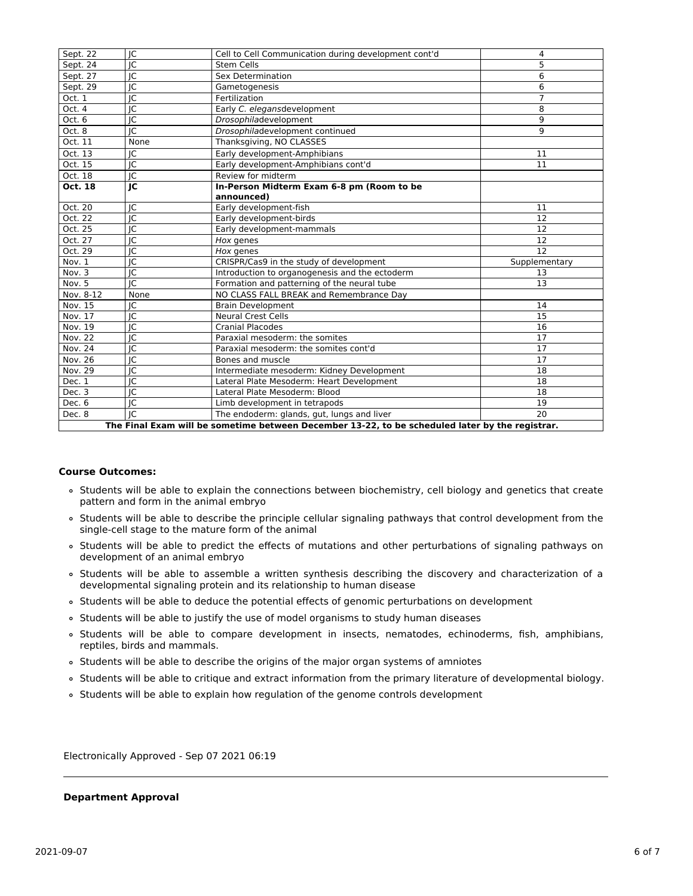| Sept. 22 | JC | Cell to Cell Communication during development cont'd | 4 |
|---|---|---|---|
| Sept. 24 | JC | Stem Cells | 5 |
| Sept. 27 | JC | Sex Determination | 6 |
| Sept. 29 | JC | Gametogenesis | 6 |
| Oct. 1 | JC | Fertilization | 7 |
| Oct. 4 | JC | Early *C. elegans*development | 8 |
| Oct. 6 | JC | *Drosophila*development | 9 |
| Oct. 8 | JC | *Drosophila*development continued | 9 |
| Oct. 11 | None | Thanksgiving, NO CLASSES | |
| Oct. 13 | JC | Early development-Amphibians | 11 |
| Oct. 15 | JC | Early development-Amphibians cont'd | 11 |
| Oct. 18 | JC | Review for midterm | |
| **Oct. 18** | **JC** | **In-Person Midterm Exam 6-8 pm (Room to be announced)** | |
| Oct. 20 | JC | Early development-fish | 11 |
| Oct. 22 | JC | Early development-birds | 12 |
| Oct. 25 | JC | Early development-mammals | 12 |
| Oct. 27 | JC | *Hox* genes | 12 |
| Oct. 29 | JC | *Hox* genes | 12 |
| Nov. 1 | JC | CRISPR/Cas9 in the study of development | Supplementary |
| Nov. 3 | JC | Introduction to organogenesis and the ectoderm | 13 |
| Nov. 5 | JC | Formation and patterning of the neural tube | 13 |
| Nov. 8-12 | None | NO CLASS FALL BREAK and Remembrance Day | |
| Nov. 15 | JC | Brain Development | 14 |
| Nov. 17 | JC | Neural Crest Cells | 15 |
| Nov. 19 | JC | Cranial Placodes | 16 |
| Nov. 22 | JC | Paraxial mesoderm: the somites | 17 |
| Nov. 24 | JC | Paraxial mesoderm: the somites cont'd | 17 |
| Nov. 26 | JC | Bones and muscle | 17 |
| Nov. 29 | JC | Intermediate mesoderm: Kidney Development | 18 |
| Dec. 1 | JC | Lateral Plate Mesoderm: Heart Development | 18 |
| Dec. 3 | JC | Lateral Plate Mesoderm: Blood | 18 |
| Dec. 6 | JC | Limb development in tetrapods | 19 |
| Dec. 8 | JC | The endoderm: glands, gut, lungs and liver | 20 |
| **The Final Exam will be sometime between December 13-22, to be scheduled later by the registrar.** | | | |

**Course Outcomes:**

- Students will be able to explain the connections between biochemistry, cell biology and genetics that create pattern and form in the animal embryo
- Students will be able to describe the principle cellular signaling pathways that control development from the single-cell stage to the mature form of the animal
- Students will be able to predict the effects of mutations and other perturbations of signaling pathways on development of an animal embryo
- Students will be able to assemble a written synthesis describing the discovery and characterization of a developmental signaling protein and its relationship to human disease
- Students will be able to deduce the potential effects of genomic perturbations on development
- Students will be able to justify the use of model organisms to study human diseases
- Students will be able to compare development in insects, nematodes, echinoderms, fish, amphibians, reptiles, birds and mammals.
- Students will be able to describe the origins of the major organ systems of amniotes
- Students will be able to critique and extract information from the primary literature of developmental biology.
- Students will be able to explain how regulation of the genome controls development

Electronically Approved - Sep 07 2021 06:19

---

**Department Approval**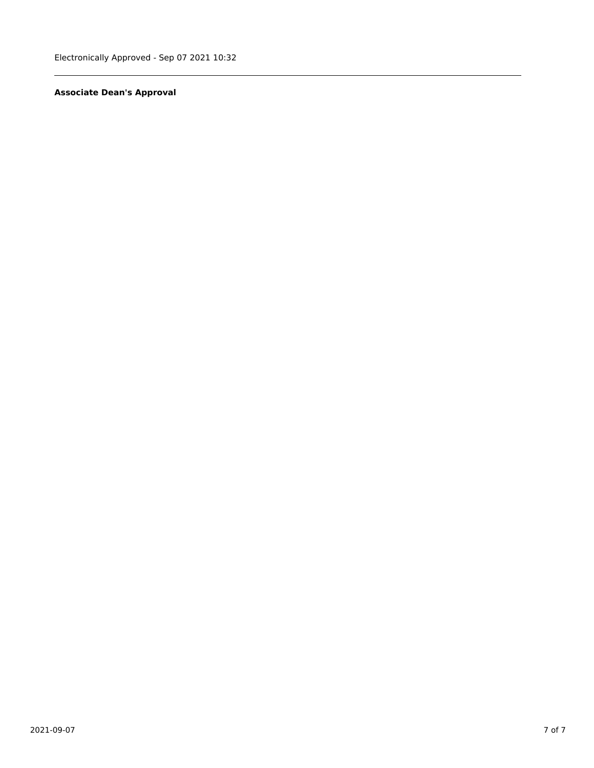Electronically Approved - Sep 07 2021 10:32

---

**Associate Dean's Approval**